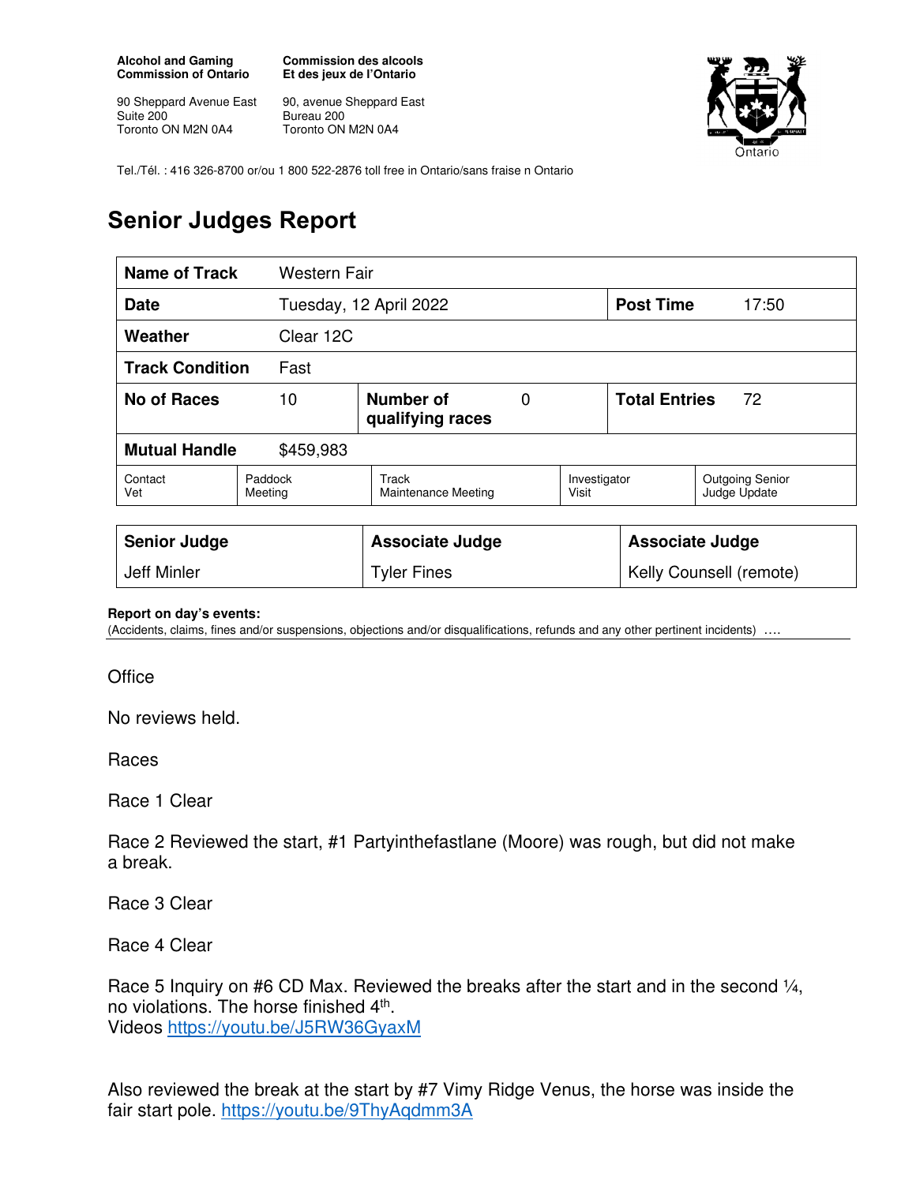**Alcohol and Gaming Commission of Ontario**

90 Sheppard Avenue East
Suite 200
Toronto ON M2N 0A4

**Commission des alcools Et des jeux de l'Ontario**

90, avenue Sheppard East
Bureau 200
Toronto ON M2N 0A4

Tel./Tél. : 416 326-8700 or/ou 1 800 522-2876 toll free in Ontario/sans fraise n Ontario

# Senior Judges Report

| **Name of Track** | Western Fair | | | | |
|---|---|---|---|---|---|
| **Date** | Tuesday, 12 April 2022 | | | **Post Time** | 17:50 |
| **Weather** | Clear 12C | | | | |
| **Track Condition** | Fast | | | | |
| **No of Races** | 10 | **Number of qualifying races** | 0 | **Total Entries** | 72 |
| **Mutual Handle** | $459,983 | | | | |
| Contact Vet | Paddock Meeting | Track Maintenance Meeting | Investigator Visit | Outgoing Senior Judge Update | |

| **Senior Judge** | **Associate Judge** | **Associate Judge** |
|---|---|---|
| Jeff Minler | Tyler Fines | Kelly Counsell (remote) |

**Report on day's events:**
(Accidents, claims, fines and/or suspensions, objections and/or disqualifications, refunds and any other pertinent incidents) ….

Office

No reviews held.

Races

Race 1 Clear

Race 2 Reviewed the start, #1 Partyinthefastlane (Moore) was rough, but did not make a break.

Race 3 Clear

Race 4 Clear

Race 5 Inquiry on #6 CD Max. Reviewed the breaks after the start and in the second ¼, no violations. The horse finished 4th.
Videos https://youtu.be/J5RW36GyaxM

Also reviewed the break at the start by #7 Vimy Ridge Venus, the horse was inside the fair start pole. https://youtu.be/9ThyAqdmm3A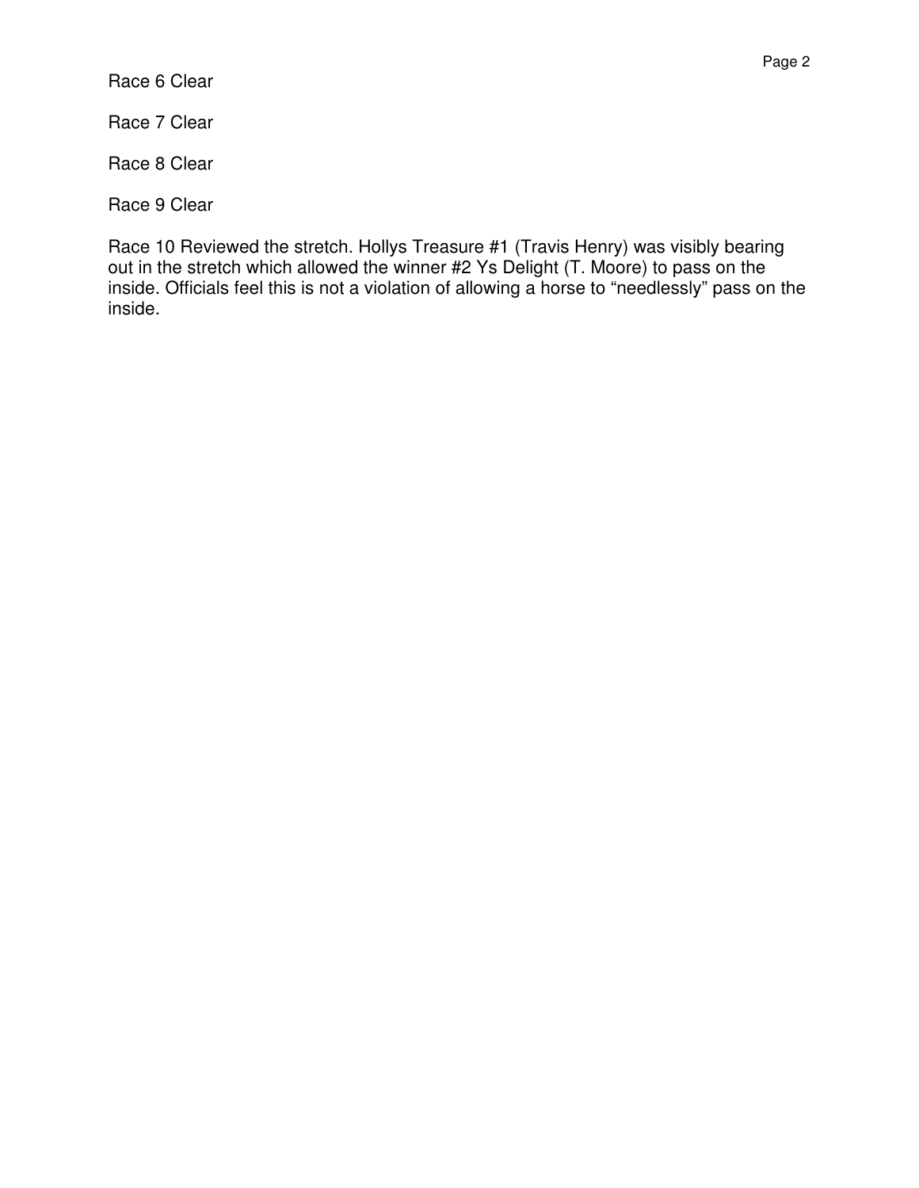Race 6 Clear

Race 7 Clear

Race 8 Clear

Race 9 Clear

Race 10 Reviewed the stretch. Hollys Treasure #1 (Travis Henry) was visibly bearing out in the stretch which allowed the winner #2 Ys Delight (T. Moore) to pass on the inside. Officials feel this is not a violation of allowing a horse to “needlessly” pass on the inside.